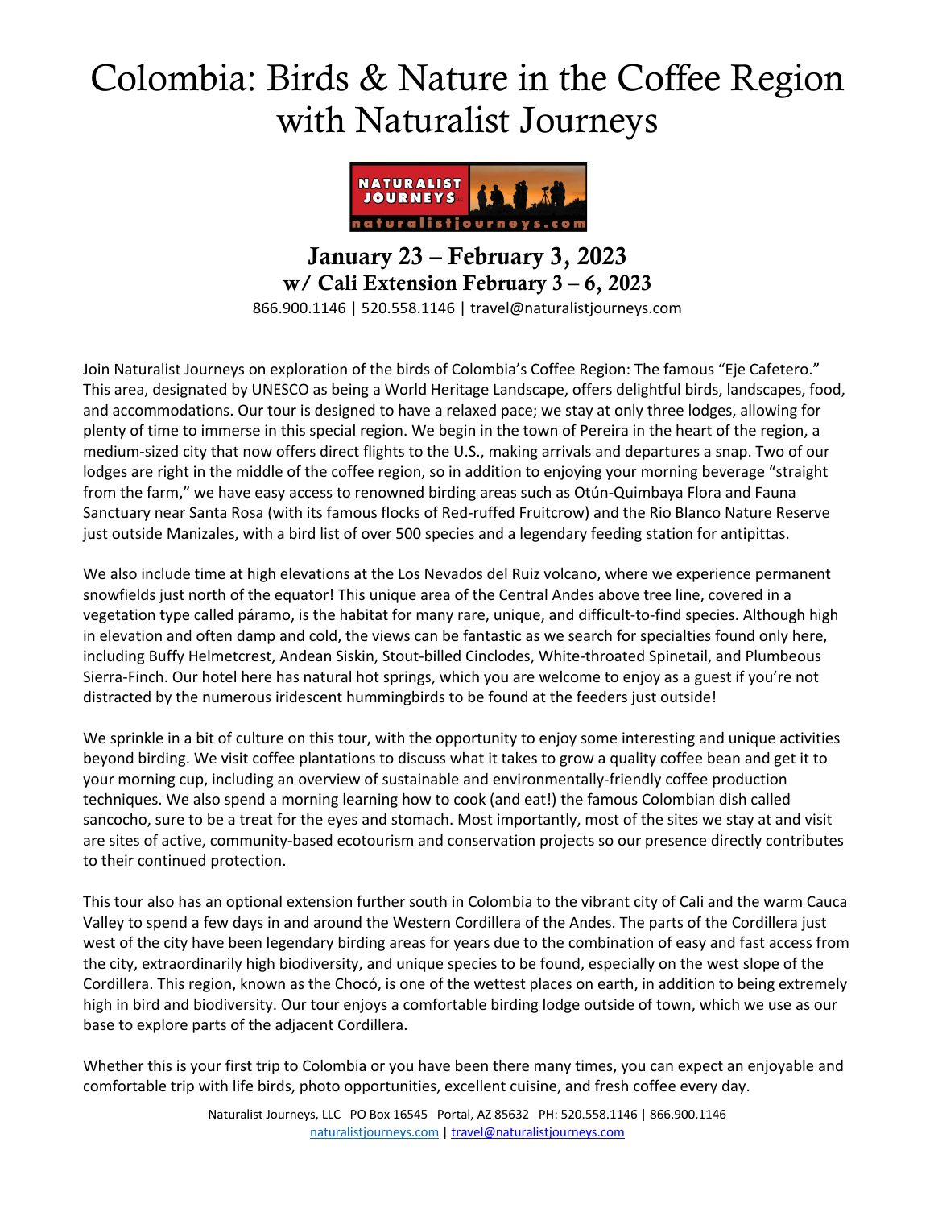# Colombia: Birds & Nature in the Coffee Region with Naturalist Journeys

## January 23 – February 3, 2023
## w/ Cali Extension February 3 – 6, 2023

866.900.1146 | 520.558.1146 | travel@naturalistjourneys.com

Join Naturalist Journeys on exploration of the birds of Colombia's Coffee Region: The famous "Eje Cafetero." This area, designated by UNESCO as being a World Heritage Landscape, offers delightful birds, landscapes, food, and accommodations. Our tour is designed to have a relaxed pace; we stay at only three lodges, allowing for plenty of time to immerse in this special region. We begin in the town of Pereira in the heart of the region, a medium-sized city that now offers direct flights to the U.S., making arrivals and departures a snap. Two of our lodges are right in the middle of the coffee region, so in addition to enjoying your morning beverage "straight from the farm," we have easy access to renowned birding areas such as Otún-Quimbaya Flora and Fauna Sanctuary near Santa Rosa (with its famous flocks of Red-ruffed Fruitcrow) and the Rio Blanco Nature Reserve just outside Manizales, with a bird list of over 500 species and a legendary feeding station for antipittas.

We also include time at high elevations at the Los Nevados del Ruiz volcano, where we experience permanent snowfields just north of the equator! This unique area of the Central Andes above tree line, covered in a vegetation type called páramo, is the habitat for many rare, unique, and difficult-to-find species. Although high in elevation and often damp and cold, the views can be fantastic as we search for specialties found only here, including Buffy Helmetcrest, Andean Siskin, Stout-billed Cinclodes, White-throated Spinetail, and Plumbeous Sierra-Finch. Our hotel here has natural hot springs, which you are welcome to enjoy as a guest if you're not distracted by the numerous iridescent hummingbirds to be found at the feeders just outside!

We sprinkle in a bit of culture on this tour, with the opportunity to enjoy some interesting and unique activities beyond birding. We visit coffee plantations to discuss what it takes to grow a quality coffee bean and get it to your morning cup, including an overview of sustainable and environmentally-friendly coffee production techniques. We also spend a morning learning how to cook (and eat!) the famous Colombian dish called sancocho, sure to be a treat for the eyes and stomach. Most importantly, most of the sites we stay at and visit are sites of active, community-based ecotourism and conservation projects so our presence directly contributes to their continued protection.

This tour also has an optional extension further south in Colombia to the vibrant city of Cali and the warm Cauca Valley to spend a few days in and around the Western Cordillera of the Andes. The parts of the Cordillera just west of the city have been legendary birding areas for years due to the combination of easy and fast access from the city, extraordinarily high biodiversity, and unique species to be found, especially on the west slope of the Cordillera. This region, known as the Chocó, is one of the wettest places on earth, in addition to being extremely high in bird and biodiversity. Our tour enjoys a comfortable birding lodge outside of town, which we use as our base to explore parts of the adjacent Cordillera.

Whether this is your first trip to Colombia or you have been there many times, you can expect an enjoyable and comfortable trip with life birds, photo opportunities, excellent cuisine, and fresh coffee every day.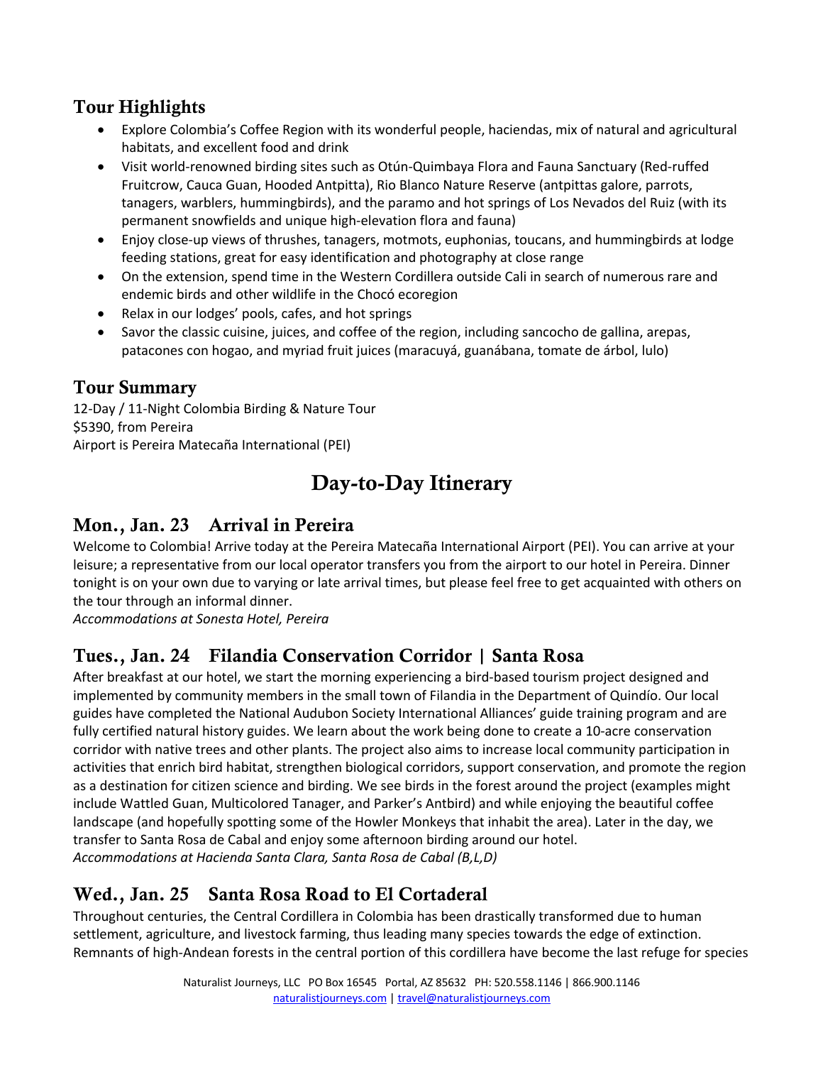## Tour Highlights

- Explore Colombia's Coffee Region with its wonderful people, haciendas, mix of natural and agricultural habitats, and excellent food and drink
- Visit world-renowned birding sites such as Otún-Quimbaya Flora and Fauna Sanctuary (Red-ruffed Fruitcrow, Cauca Guan, Hooded Antpitta), Rio Blanco Nature Reserve (antpittas galore, parrots, tanagers, warblers, hummingbirds), and the paramo and hot springs of Los Nevados del Ruiz (with its permanent snowfields and unique high-elevation flora and fauna)
- Enjoy close-up views of thrushes, tanagers, motmots, euphonias, toucans, and hummingbirds at lodge feeding stations, great for easy identification and photography at close range
- On the extension, spend time in the Western Cordillera outside Cali in search of numerous rare and endemic birds and other wildlife in the Chocó ecoregion
- Relax in our lodges' pools, cafes, and hot springs
- Savor the classic cuisine, juices, and coffee of the region, including sancocho de gallina, arepas, patacones con hogao, and myriad fruit juices (maracuyá, guanábana, tomate de árbol, lulo)

## Tour Summary

12-Day / 11-Night Colombia Birding & Nature Tour
$5390, from Pereira
Airport is Pereira Matecaña International (PEI)

# Day-to-Day Itinerary

## Mon., Jan. 23 Arrival in Pereira

Welcome to Colombia! Arrive today at the Pereira Matecaña International Airport (PEI). You can arrive at your leisure; a representative from our local operator transfers you from the airport to our hotel in Pereira. Dinner tonight is on your own due to varying or late arrival times, but please feel free to get acquainted with others on the tour through an informal dinner.
*Accommodations at Sonesta Hotel, Pereira*

## Tues., Jan. 24 Filandia Conservation Corridor | Santa Rosa

After breakfast at our hotel, we start the morning experiencing a bird-based tourism project designed and implemented by community members in the small town of Filandia in the Department of Quindío. Our local guides have completed the National Audubon Society International Alliances' guide training program and are fully certified natural history guides. We learn about the work being done to create a 10-acre conservation corridor with native trees and other plants. The project also aims to increase local community participation in activities that enrich bird habitat, strengthen biological corridors, support conservation, and promote the region as a destination for citizen science and birding. We see birds in the forest around the project (examples might include Wattled Guan, Multicolored Tanager, and Parker's Antbird) and while enjoying the beautiful coffee landscape (and hopefully spotting some of the Howler Monkeys that inhabit the area). Later in the day, we transfer to Santa Rosa de Cabal and enjoy some afternoon birding around our hotel.
*Accommodations at Hacienda Santa Clara, Santa Rosa de Cabal (B,L,D)*

## Wed., Jan. 25 Santa Rosa Road to El Cortaderal

Throughout centuries, the Central Cordillera in Colombia has been drastically transformed due to human settlement, agriculture, and livestock farming, thus leading many species towards the edge of extinction. Remnants of high-Andean forests in the central portion of this cordillera have become the last refuge for species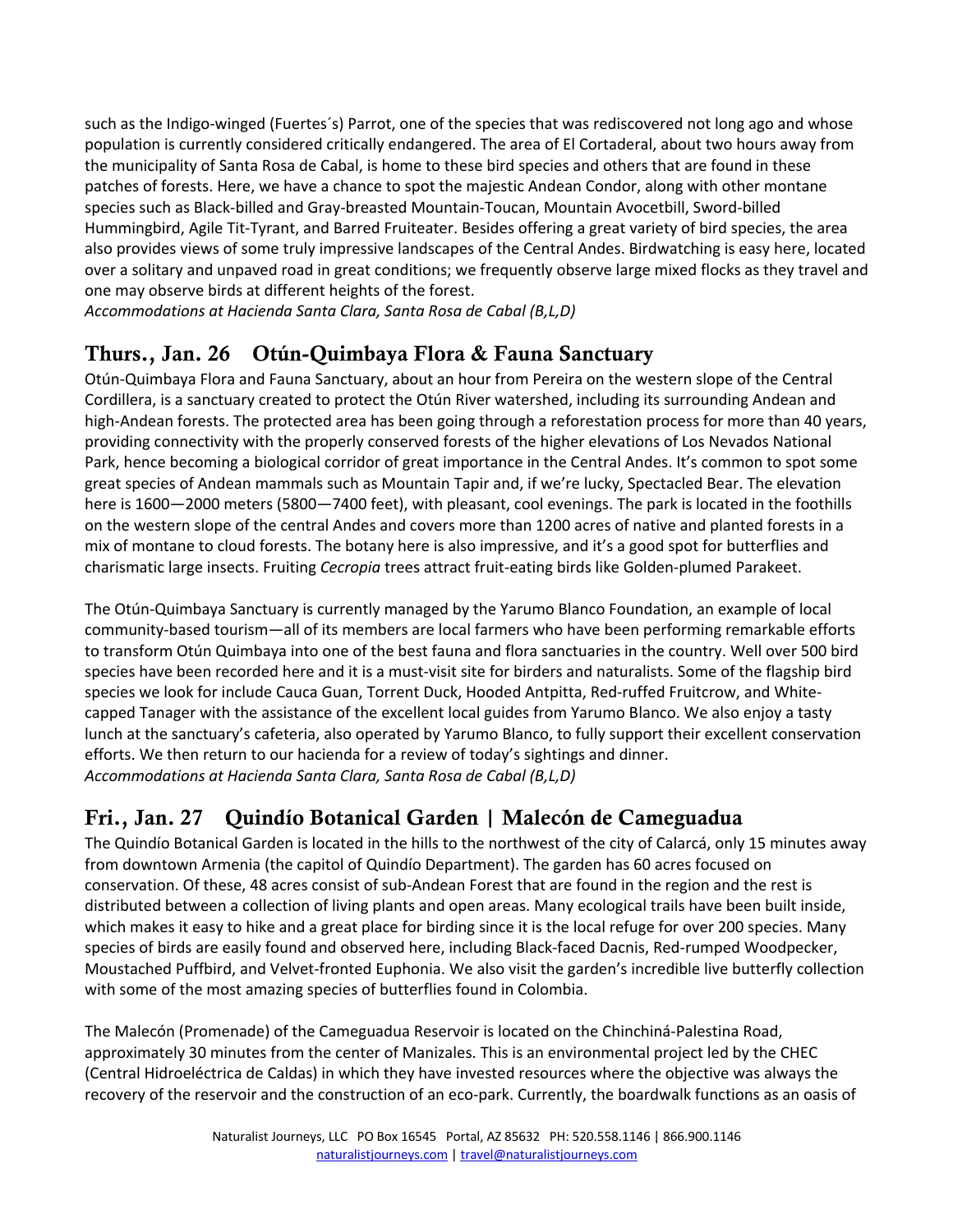such as the Indigo-winged (Fuertes´s) Parrot, one of the species that was rediscovered not long ago and whose population is currently considered critically endangered. The area of El Cortaderal, about two hours away from the municipality of Santa Rosa de Cabal, is home to these bird species and others that are found in these patches of forests. Here, we have a chance to spot the majestic Andean Condor, along with other montane species such as Black-billed and Gray-breasted Mountain-Toucan, Mountain Avocetbill, Sword-billed Hummingbird, Agile Tit-Tyrant, and Barred Fruiteater. Besides offering a great variety of bird species, the area also provides views of some truly impressive landscapes of the Central Andes. Birdwatching is easy here, located over a solitary and unpaved road in great conditions; we frequently observe large mixed flocks as they travel and one may observe birds at different heights of the forest.
*Accommodations at Hacienda Santa Clara, Santa Rosa de Cabal (B,L,D)*

## Thurs., Jan. 26 Otún-Quimbaya Flora & Fauna Sanctuary

Otún-Quimbaya Flora and Fauna Sanctuary, about an hour from Pereira on the western slope of the Central Cordillera, is a sanctuary created to protect the Otún River watershed, including its surrounding Andean and high-Andean forests. The protected area has been going through a reforestation process for more than 40 years, providing connectivity with the properly conserved forests of the higher elevations of Los Nevados National Park, hence becoming a biological corridor of great importance in the Central Andes. It's common to spot some great species of Andean mammals such as Mountain Tapir and, if we're lucky, Spectacled Bear. The elevation here is 1600—2000 meters (5800—7400 feet), with pleasant, cool evenings. The park is located in the foothills on the western slope of the central Andes and covers more than 1200 acres of native and planted forests in a mix of montane to cloud forests. The botany here is also impressive, and it's a good spot for butterflies and charismatic large insects. Fruiting *Cecropia* trees attract fruit-eating birds like Golden-plumed Parakeet.

The Otún-Quimbaya Sanctuary is currently managed by the Yarumo Blanco Foundation, an example of local community-based tourism—all of its members are local farmers who have been performing remarkable efforts to transform Otún Quimbaya into one of the best fauna and flora sanctuaries in the country. Well over 500 bird species have been recorded here and it is a must-visit site for birders and naturalists. Some of the flagship bird species we look for include Cauca Guan, Torrent Duck, Hooded Antpitta, Red-ruffed Fruitcrow, and White-capped Tanager with the assistance of the excellent local guides from Yarumo Blanco. We also enjoy a tasty lunch at the sanctuary's cafeteria, also operated by Yarumo Blanco, to fully support their excellent conservation efforts. We then return to our hacienda for a review of today's sightings and dinner.
*Accommodations at Hacienda Santa Clara, Santa Rosa de Cabal (B,L,D)*

## Fri., Jan. 27 Quindío Botanical Garden | Malecón de Cameguadua

The Quindío Botanical Garden is located in the hills to the northwest of the city of Calarcá, only 15 minutes away from downtown Armenia (the capitol of Quindío Department). The garden has 60 acres focused on conservation. Of these, 48 acres consist of sub-Andean Forest that are found in the region and the rest is distributed between a collection of living plants and open areas. Many ecological trails have been built inside, which makes it easy to hike and a great place for birding since it is the local refuge for over 200 species. Many species of birds are easily found and observed here, including Black-faced Dacnis, Red-rumped Woodpecker, Moustached Puffbird, and Velvet-fronted Euphonia. We also visit the garden's incredible live butterfly collection with some of the most amazing species of butterflies found in Colombia.

The Malecón (Promenade) of the Cameguadua Reservoir is located on the Chinchiná-Palestina Road, approximately 30 minutes from the center of Manizales. This is an environmental project led by the CHEC (Central Hidroeléctrica de Caldas) in which they have invested resources where the objective was always the recovery of the reservoir and the construction of an eco-park. Currently, the boardwalk functions as an oasis of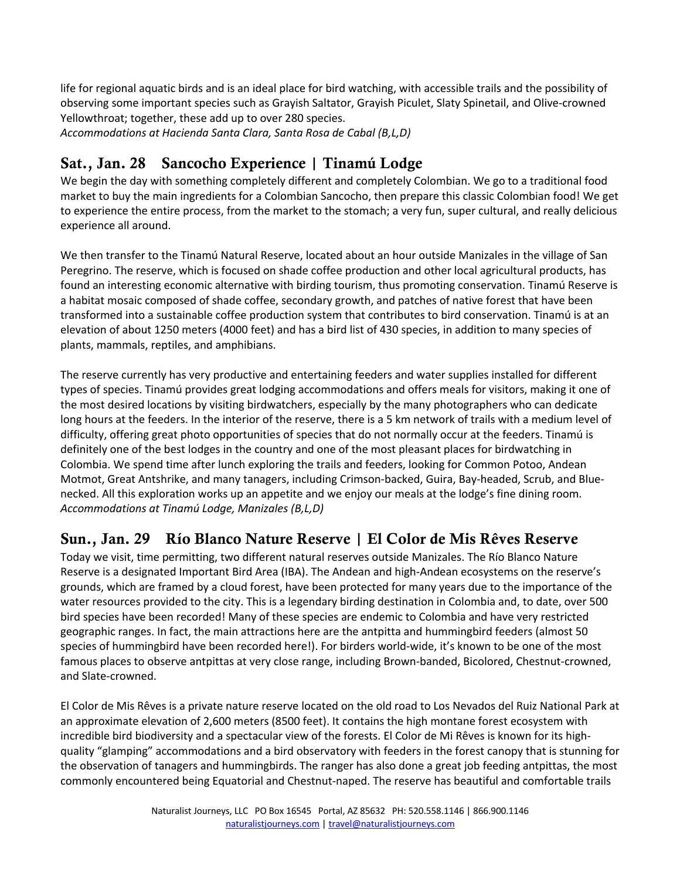life for regional aquatic birds and is an ideal place for bird watching, with accessible trails and the possibility of observing some important species such as Grayish Saltator, Grayish Piculet, Slaty Spinetail, and Olive-crowned Yellowthroat; together, these add up to over 280 species.
*Accommodations at Hacienda Santa Clara, Santa Rosa de Cabal (B,L,D)*

## Sat., Jan. 28 Sancocho Experience | Tinamú Lodge

We begin the day with something completely different and completely Colombian. We go to a traditional food market to buy the main ingredients for a Colombian Sancocho, then prepare this classic Colombian food! We get to experience the entire process, from the market to the stomach; a very fun, super cultural, and really delicious experience all around.

We then transfer to the Tinamú Natural Reserve, located about an hour outside Manizales in the village of San Peregrino. The reserve, which is focused on shade coffee production and other local agricultural products, has found an interesting economic alternative with birding tourism, thus promoting conservation. Tinamú Reserve is a habitat mosaic composed of shade coffee, secondary growth, and patches of native forest that have been transformed into a sustainable coffee production system that contributes to bird conservation. Tinamú is at an elevation of about 1250 meters (4000 feet) and has a bird list of 430 species, in addition to many species of plants, mammals, reptiles, and amphibians.

The reserve currently has very productive and entertaining feeders and water supplies installed for different types of species. Tinamú provides great lodging accommodations and offers meals for visitors, making it one of the most desired locations by visiting birdwatchers, especially by the many photographers who can dedicate long hours at the feeders. In the interior of the reserve, there is a 5 km network of trails with a medium level of difficulty, offering great photo opportunities of species that do not normally occur at the feeders. Tinamú is definitely one of the best lodges in the country and one of the most pleasant places for birdwatching in Colombia. We spend time after lunch exploring the trails and feeders, looking for Common Potoo, Andean Motmot, Great Antshrike, and many tanagers, including Crimson-backed, Guira, Bay-headed, Scrub, and Blue-necked. All this exploration works up an appetite and we enjoy our meals at the lodge's fine dining room.
*Accommodations at Tinamú Lodge, Manizales (B,L,D)*

## Sun., Jan. 29 Río Blanco Nature Reserve | El Color de Mis Rêves Reserve

Today we visit, time permitting, two different natural reserves outside Manizales. The Río Blanco Nature Reserve is a designated Important Bird Area (IBA). The Andean and high-Andean ecosystems on the reserve's grounds, which are framed by a cloud forest, have been protected for many years due to the importance of the water resources provided to the city. This is a legendary birding destination in Colombia and, to date, over 500 bird species have been recorded! Many of these species are endemic to Colombia and have very restricted geographic ranges. In fact, the main attractions here are the antpitta and hummingbird feeders (almost 50 species of hummingbird have been recorded here!). For birders world-wide, it's known to be one of the most famous places to observe antpittas at very close range, including Brown-banded, Bicolored, Chestnut-crowned, and Slate-crowned.

El Color de Mis Rêves is a private nature reserve located on the old road to Los Nevados del Ruiz National Park at an approximate elevation of 2,600 meters (8500 feet). It contains the high montane forest ecosystem with incredible bird biodiversity and a spectacular view of the forests. El Color de Mi Rêves is known for its high-quality "glamping" accommodations and a bird observatory with feeders in the forest canopy that is stunning for the observation of tanagers and hummingbirds. The ranger has also done a great job feeding antpittas, the most commonly encountered being Equatorial and Chestnut-naped. The reserve has beautiful and comfortable trails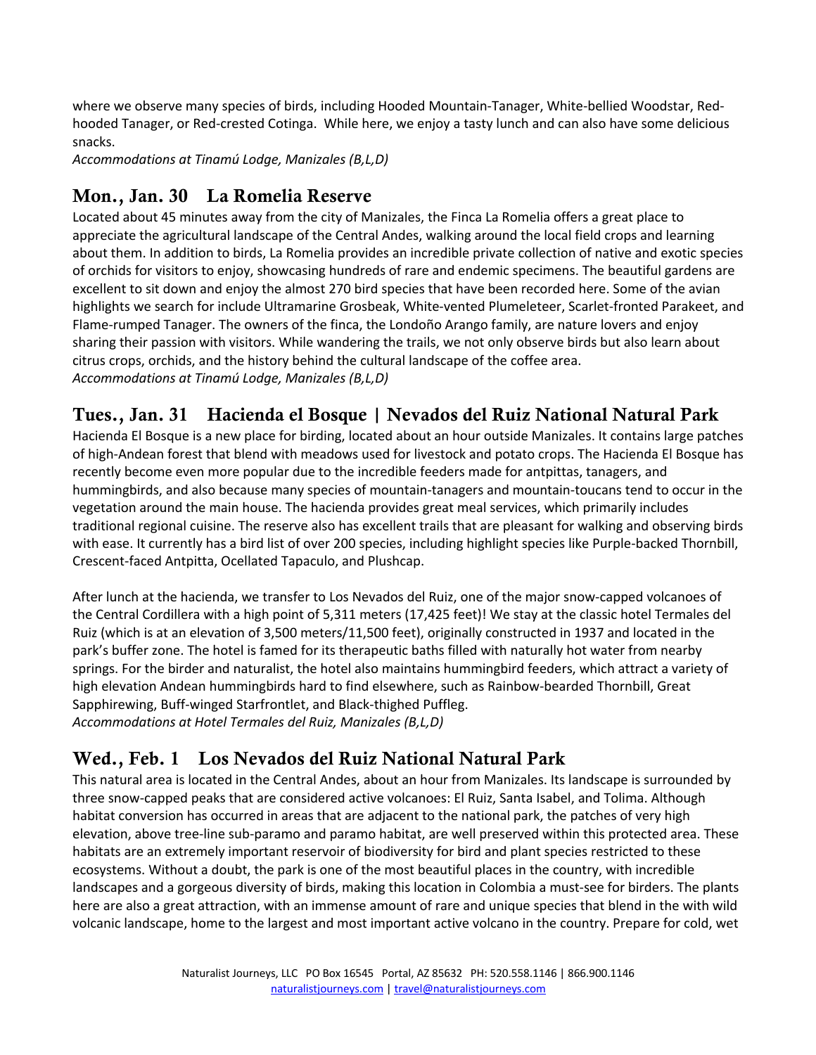where we observe many species of birds, including Hooded Mountain-Tanager, White-bellied Woodstar, Red-hooded Tanager, or Red-crested Cotinga. While here, we enjoy a tasty lunch and can also have some delicious snacks.
*Accommodations at Tinamú Lodge, Manizales (B,L,D)*

## Mon., Jan. 30 La Romelia Reserve

Located about 45 minutes away from the city of Manizales, the Finca La Romelia offers a great place to appreciate the agricultural landscape of the Central Andes, walking around the local field crops and learning about them. In addition to birds, La Romelia provides an incredible private collection of native and exotic species of orchids for visitors to enjoy, showcasing hundreds of rare and endemic specimens. The beautiful gardens are excellent to sit down and enjoy the almost 270 bird species that have been recorded here. Some of the avian highlights we search for include Ultramarine Grosbeak, White-vented Plumeleteer, Scarlet-fronted Parakeet, and Flame-rumped Tanager. The owners of the finca, the Londoño Arango family, are nature lovers and enjoy sharing their passion with visitors. While wandering the trails, we not only observe birds but also learn about citrus crops, orchids, and the history behind the cultural landscape of the coffee area.
*Accommodations at Tinamú Lodge, Manizales (B,L,D)*

## Tues., Jan. 31 Hacienda el Bosque | Nevados del Ruiz National Natural Park

Hacienda El Bosque is a new place for birding, located about an hour outside Manizales. It contains large patches of high-Andean forest that blend with meadows used for livestock and potato crops. The Hacienda El Bosque has recently become even more popular due to the incredible feeders made for antpittas, tanagers, and hummingbirds, and also because many species of mountain-tanagers and mountain-toucans tend to occur in the vegetation around the main house. The hacienda provides great meal services, which primarily includes traditional regional cuisine. The reserve also has excellent trails that are pleasant for walking and observing birds with ease. It currently has a bird list of over 200 species, including highlight species like Purple-backed Thornbill, Crescent-faced Antpitta, Ocellated Tapaculo, and Plushcap.

After lunch at the hacienda, we transfer to Los Nevados del Ruiz, one of the major snow-capped volcanoes of the Central Cordillera with a high point of 5,311 meters (17,425 feet)! We stay at the classic hotel Termales del Ruiz (which is at an elevation of 3,500 meters/11,500 feet), originally constructed in 1937 and located in the park's buffer zone. The hotel is famed for its therapeutic baths filled with naturally hot water from nearby springs. For the birder and naturalist, the hotel also maintains hummingbird feeders, which attract a variety of high elevation Andean hummingbirds hard to find elsewhere, such as Rainbow-bearded Thornbill, Great Sapphirewing, Buff-winged Starfrontlet, and Black-thighed Puffleg.
*Accommodations at Hotel Termales del Ruiz, Manizales (B,L,D)*

## Wed., Feb. 1 Los Nevados del Ruiz National Natural Park

This natural area is located in the Central Andes, about an hour from Manizales. Its landscape is surrounded by three snow-capped peaks that are considered active volcanoes: El Ruiz, Santa Isabel, and Tolima. Although habitat conversion has occurred in areas that are adjacent to the national park, the patches of very high elevation, above tree-line sub-paramo and paramo habitat, are well preserved within this protected area. These habitats are an extremely important reservoir of biodiversity for bird and plant species restricted to these ecosystems. Without a doubt, the park is one of the most beautiful places in the country, with incredible landscapes and a gorgeous diversity of birds, making this location in Colombia a must-see for birders. The plants here are also a great attraction, with an immense amount of rare and unique species that blend in the with wild volcanic landscape, home to the largest and most important active volcano in the country. Prepare for cold, wet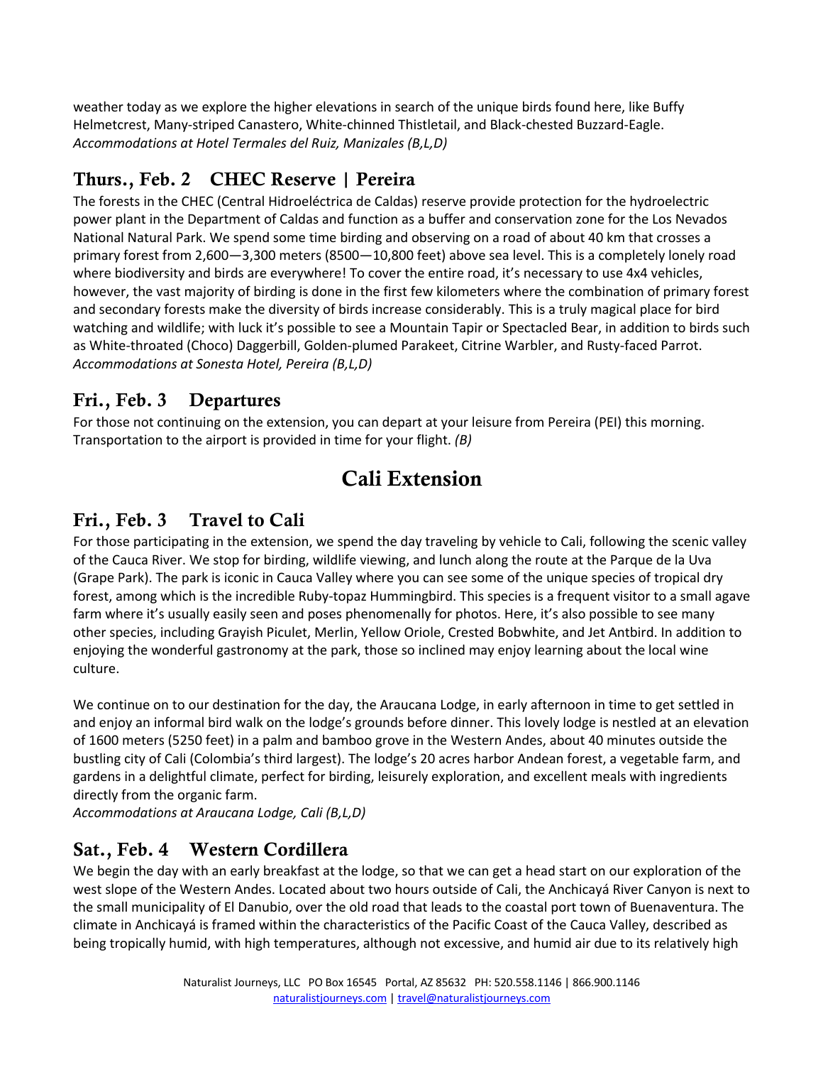weather today as we explore the higher elevations in search of the unique birds found here, like Buffy Helmetcrest, Many-striped Canastero, White-chinned Thistletail, and Black-chested Buzzard-Eagle.
*Accommodations at Hotel Termales del Ruiz, Manizales (B,L,D)*

## Thurs., Feb. 2 CHEC Reserve | Pereira

The forests in the CHEC (Central Hidroeléctrica de Caldas) reserve provide protection for the hydroelectric power plant in the Department of Caldas and function as a buffer and conservation zone for the Los Nevados National Natural Park. We spend some time birding and observing on a road of about 40 km that crosses a primary forest from 2,600—3,300 meters (8500—10,800 feet) above sea level. This is a completely lonely road where biodiversity and birds are everywhere! To cover the entire road, it's necessary to use 4x4 vehicles, however, the vast majority of birding is done in the first few kilometers where the combination of primary forest and secondary forests make the diversity of birds increase considerably. This is a truly magical place for bird watching and wildlife; with luck it's possible to see a Mountain Tapir or Spectacled Bear, in addition to birds such as White-throated (Choco) Daggerbill, Golden-plumed Parakeet, Citrine Warbler, and Rusty-faced Parrot.
*Accommodations at Sonesta Hotel, Pereira (B,L,D)*

## Fri., Feb. 3 Departures

For those not continuing on the extension, you can depart at your leisure from Pereira (PEI) this morning. Transportation to the airport is provided in time for your flight. *(B)*

# Cali Extension

## Fri., Feb. 3 Travel to Cali

For those participating in the extension, we spend the day traveling by vehicle to Cali, following the scenic valley of the Cauca River. We stop for birding, wildlife viewing, and lunch along the route at the Parque de la Uva (Grape Park). The park is iconic in Cauca Valley where you can see some of the unique species of tropical dry forest, among which is the incredible Ruby-topaz Hummingbird. This species is a frequent visitor to a small agave farm where it's usually easily seen and poses phenomenally for photos. Here, it's also possible to see many other species, including Grayish Piculet, Merlin, Yellow Oriole, Crested Bobwhite, and Jet Antbird. In addition to enjoying the wonderful gastronomy at the park, those so inclined may enjoy learning about the local wine culture.

We continue on to our destination for the day, the Araucana Lodge, in early afternoon in time to get settled in and enjoy an informal bird walk on the lodge's grounds before dinner. This lovely lodge is nestled at an elevation of 1600 meters (5250 feet) in a palm and bamboo grove in the Western Andes, about 40 minutes outside the bustling city of Cali (Colombia's third largest). The lodge's 20 acres harbor Andean forest, a vegetable farm, and gardens in a delightful climate, perfect for birding, leisurely exploration, and excellent meals with ingredients directly from the organic farm.
*Accommodations at Araucana Lodge, Cali (B,L,D)*

## Sat., Feb. 4 Western Cordillera

We begin the day with an early breakfast at the lodge, so that we can get a head start on our exploration of the west slope of the Western Andes. Located about two hours outside of Cali, the Anchicayá River Canyon is next to the small municipality of El Danubio, over the old road that leads to the coastal port town of Buenaventura. The climate in Anchicayá is framed within the characteristics of the Pacific Coast of the Cauca Valley, described as being tropically humid, with high temperatures, although not excessive, and humid air due to its relatively high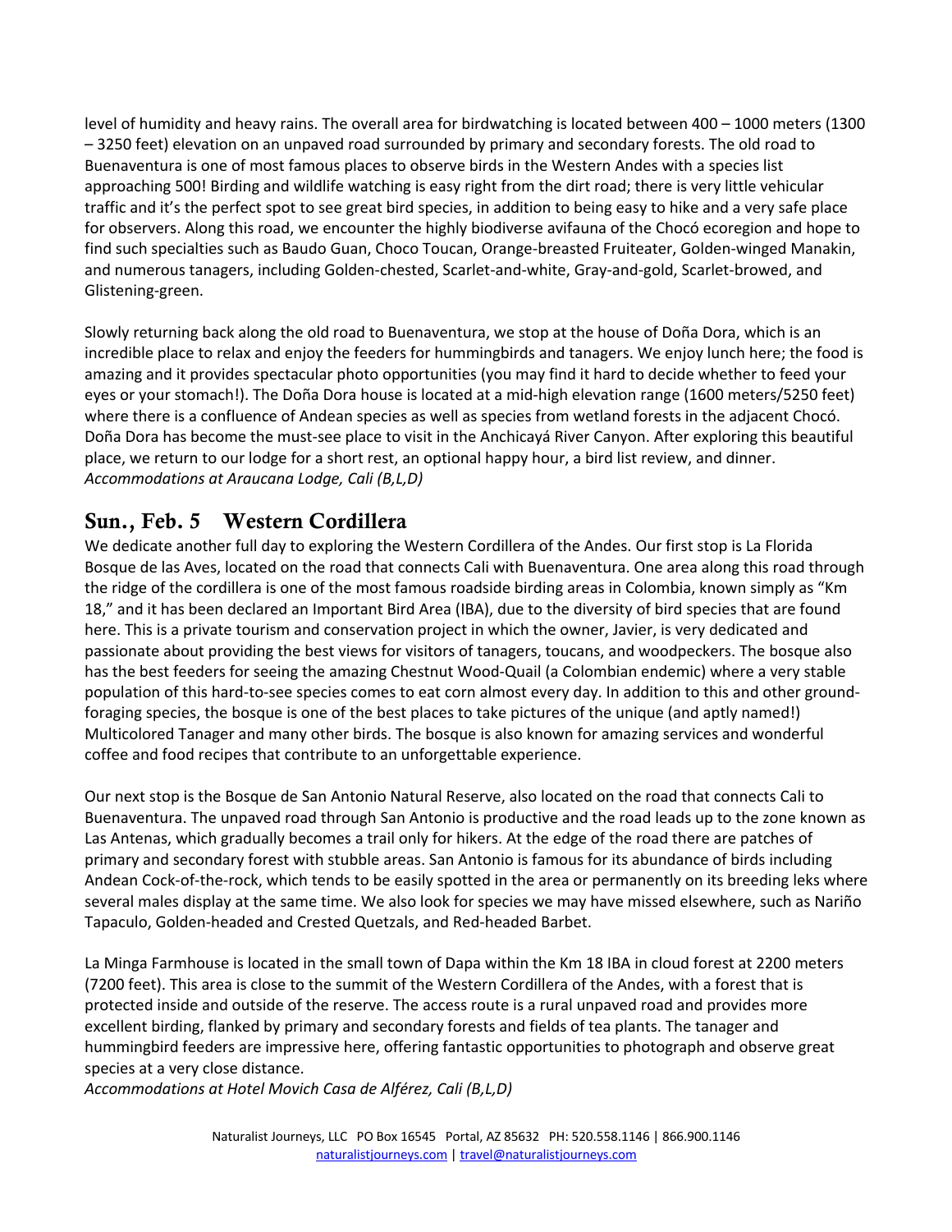level of humidity and heavy rains. The overall area for birdwatching is located between 400 – 1000 meters (1300 – 3250 feet) elevation on an unpaved road surrounded by primary and secondary forests. The old road to Buenaventura is one of most famous places to observe birds in the Western Andes with a species list approaching 500! Birding and wildlife watching is easy right from the dirt road; there is very little vehicular traffic and it's the perfect spot to see great bird species, in addition to being easy to hike and a very safe place for observers. Along this road, we encounter the highly biodiverse avifauna of the Chocó ecoregion and hope to find such specialties such as Baudo Guan, Choco Toucan, Orange-breasted Fruiteater, Golden-winged Manakin, and numerous tanagers, including Golden-chested, Scarlet-and-white, Gray-and-gold, Scarlet-browed, and Glistening-green.

Slowly returning back along the old road to Buenaventura, we stop at the house of Doña Dora, which is an incredible place to relax and enjoy the feeders for hummingbirds and tanagers. We enjoy lunch here; the food is amazing and it provides spectacular photo opportunities (you may find it hard to decide whether to feed your eyes or your stomach!). The Doña Dora house is located at a mid-high elevation range (1600 meters/5250 feet) where there is a confluence of Andean species as well as species from wetland forests in the adjacent Chocó. Doña Dora has become the must-see place to visit in the Anchicayá River Canyon. After exploring this beautiful place, we return to our lodge for a short rest, an optional happy hour, a bird list review, and dinner.
*Accommodations at Araucana Lodge, Cali (B,L,D)*

## Sun., Feb. 5 Western Cordillera

We dedicate another full day to exploring the Western Cordillera of the Andes. Our first stop is La Florida Bosque de las Aves, located on the road that connects Cali with Buenaventura. One area along this road through the ridge of the cordillera is one of the most famous roadside birding areas in Colombia, known simply as "Km 18," and it has been declared an Important Bird Area (IBA), due to the diversity of bird species that are found here. This is a private tourism and conservation project in which the owner, Javier, is very dedicated and passionate about providing the best views for visitors of tanagers, toucans, and woodpeckers. The bosque also has the best feeders for seeing the amazing Chestnut Wood-Quail (a Colombian endemic) where a very stable population of this hard-to-see species comes to eat corn almost every day. In addition to this and other ground-foraging species, the bosque is one of the best places to take pictures of the unique (and aptly named!) Multicolored Tanager and many other birds. The bosque is also known for amazing services and wonderful coffee and food recipes that contribute to an unforgettable experience.

Our next stop is the Bosque de San Antonio Natural Reserve, also located on the road that connects Cali to Buenaventura. The unpaved road through San Antonio is productive and the road leads up to the zone known as Las Antenas, which gradually becomes a trail only for hikers. At the edge of the road there are patches of primary and secondary forest with stubble areas. San Antonio is famous for its abundance of birds including Andean Cock-of-the-rock, which tends to be easily spotted in the area or permanently on its breeding leks where several males display at the same time. We also look for species we may have missed elsewhere, such as Nariño Tapaculo, Golden-headed and Crested Quetzals, and Red-headed Barbet.

La Minga Farmhouse is located in the small town of Dapa within the Km 18 IBA in cloud forest at 2200 meters (7200 feet). This area is close to the summit of the Western Cordillera of the Andes, with a forest that is protected inside and outside of the reserve. The access route is a rural unpaved road and provides more excellent birding, flanked by primary and secondary forests and fields of tea plants. The tanager and hummingbird feeders are impressive here, offering fantastic opportunities to photograph and observe great species at a very close distance.
*Accommodations at Hotel Movich Casa de Alférez, Cali (B,L,D)*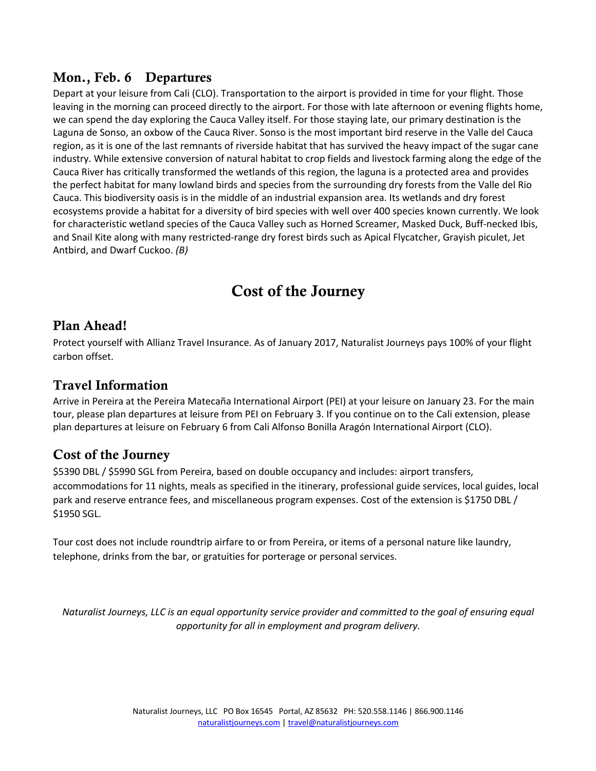## Mon., Feb. 6 Departures

Depart at your leisure from Cali (CLO). Transportation to the airport is provided in time for your flight. Those leaving in the morning can proceed directly to the airport. For those with late afternoon or evening flights home, we can spend the day exploring the Cauca Valley itself. For those staying late, our primary destination is the Laguna de Sonso, an oxbow of the Cauca River. Sonso is the most important bird reserve in the Valle del Cauca region, as it is one of the last remnants of riverside habitat that has survived the heavy impact of the sugar cane industry. While extensive conversion of natural habitat to crop fields and livestock farming along the edge of the Cauca River has critically transformed the wetlands of this region, the laguna is a protected area and provides the perfect habitat for many lowland birds and species from the surrounding dry forests from the Valle del Rio Cauca. This biodiversity oasis is in the middle of an industrial expansion area. Its wetlands and dry forest ecosystems provide a habitat for a diversity of bird species with well over 400 species known currently. We look for characteristic wetland species of the Cauca Valley such as Horned Screamer, Masked Duck, Buff-necked Ibis, and Snail Kite along with many restricted-range dry forest birds such as Apical Flycatcher, Grayish piculet, Jet Antbird, and Dwarf Cuckoo. *(B)*

# Cost of the Journey

## Plan Ahead!

Protect yourself with Allianz Travel Insurance. As of January 2017, Naturalist Journeys pays 100% of your flight carbon offset.

## Travel Information

Arrive in Pereira at the Pereira Matecaña International Airport (PEI) at your leisure on January 23. For the main tour, please plan departures at leisure from PEI on February 3. If you continue on to the Cali extension, please plan departures at leisure on February 6 from Cali Alfonso Bonilla Aragón International Airport (CLO).

## Cost of the Journey

$5390 DBL / $5990 SGL from Pereira, based on double occupancy and includes: airport transfers, accommodations for 11 nights, meals as specified in the itinerary, professional guide services, local guides, local park and reserve entrance fees, and miscellaneous program expenses. Cost of the extension is $1750 DBL / $1950 SGL.

Tour cost does not include roundtrip airfare to or from Pereira, or items of a personal nature like laundry, telephone, drinks from the bar, or gratuities for porterage or personal services.

*Naturalist Journeys, LLC is an equal opportunity service provider and committed to the goal of ensuring equal opportunity for all in employment and program delivery.*